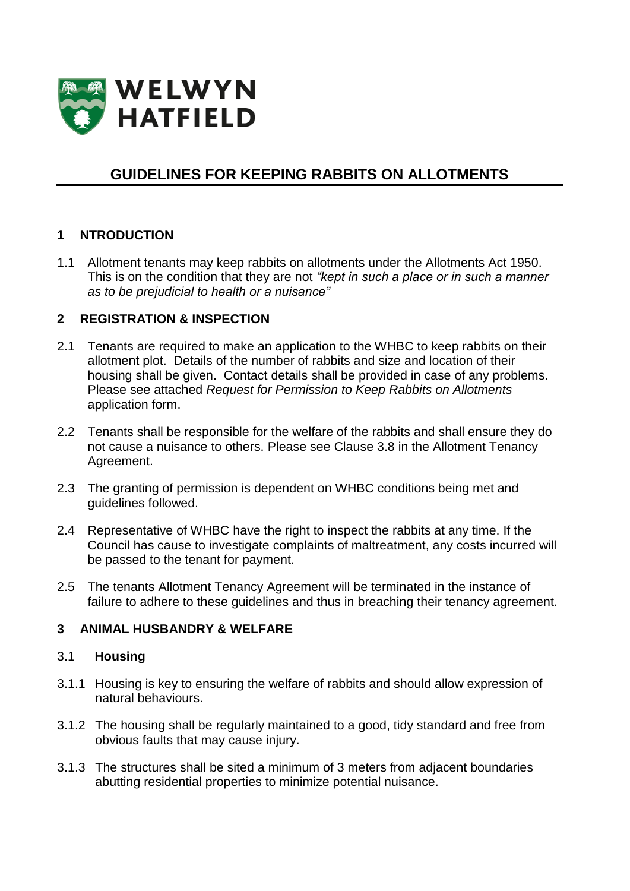WELWYN HATFIELD

# GUIDELINES FOR KEEPING RABBITS ON ALLOTMENTS

## 1 NTRODUCTION

1.1 Allotment tenants may keep rabbits on allotments under the Allotments Act 1950. This is on the condition that they are not *"kept in such a place or in such a manner as to be prejudicial to health or a nuisance"*

## 2 REGISTRATION & INSPECTION

2.1 Tenants are required to make an application to the WHBC to keep rabbits on their allotment plot. Details of the number of rabbits and size and location of their housing shall be given. Contact details shall be provided in case of any problems. Please see attached *Request for Permission to Keep Rabbits on Allotments* application form.

2.2 Tenants shall be responsible for the welfare of the rabbits and shall ensure they do not cause a nuisance to others. Please see Clause 3.8 in the Allotment Tenancy Agreement.

2.3 The granting of permission is dependent on WHBC conditions being met and guidelines followed.

2.4 Representative of WHBC have the right to inspect the rabbits at any time. If the Council has cause to investigate complaints of maltreatment, any costs incurred will be passed to the tenant for payment.

2.5 The tenants Allotment Tenancy Agreement will be terminated in the instance of failure to adhere to these guidelines and thus in breaching their tenancy agreement.

## 3 ANIMAL HUSBANDRY & WELFARE

### 3.1 Housing

3.1.1 Housing is key to ensuring the welfare of rabbits and should allow expression of natural behaviours.

3.1.2 The housing shall be regularly maintained to a good, tidy standard and free from obvious faults that may cause injury.

3.1.3 The structures shall be sited a minimum of 3 meters from adjacent boundaries abutting residential properties to minimize potential nuisance.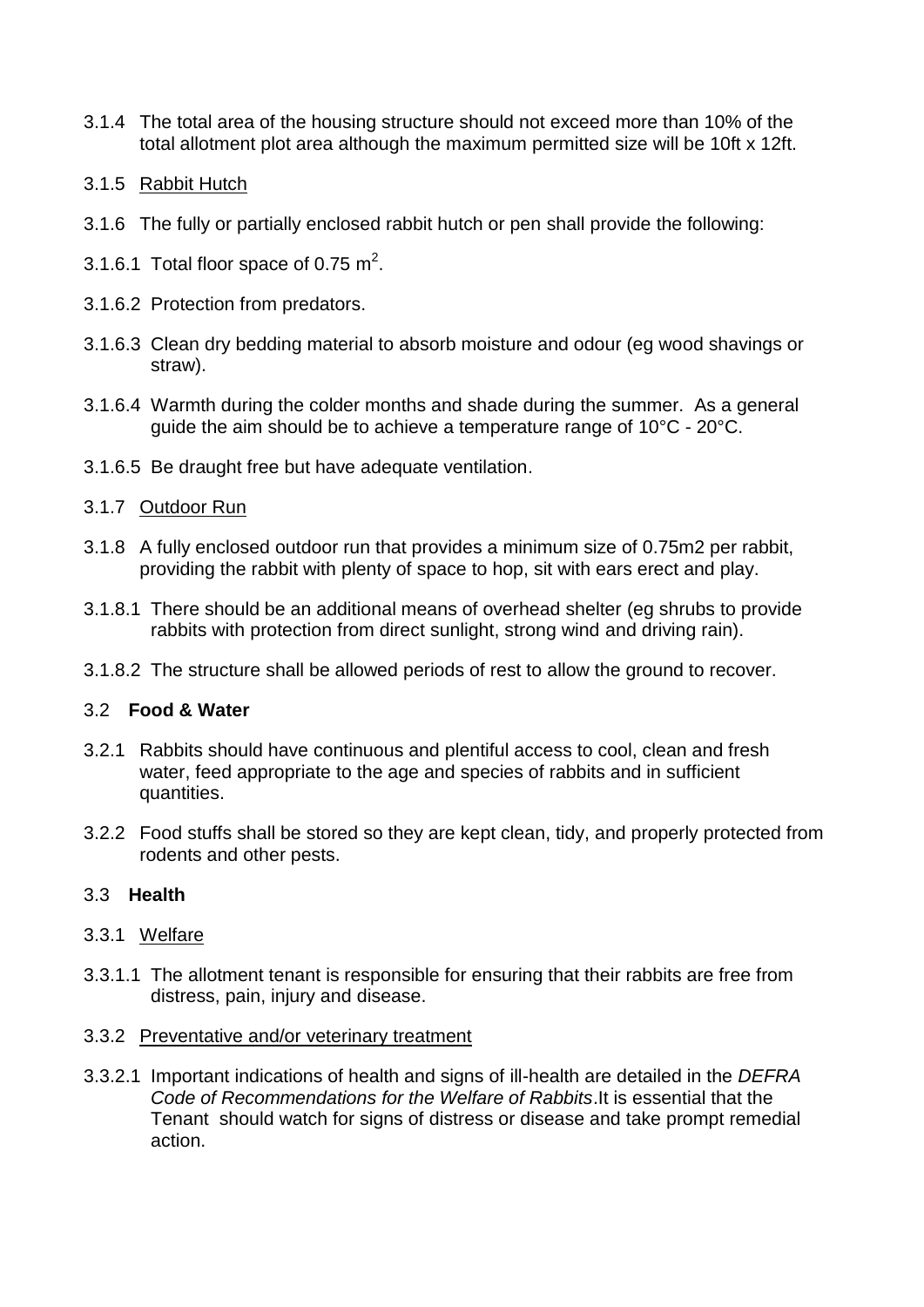3.1.4 The total area of the housing structure should not exceed more than 10% of the total allotment plot area although the maximum permitted size will be 10ft x 12ft.

3.1.5 Rabbit Hutch

3.1.6 The fully or partially enclosed rabbit hutch or pen shall provide the following:

3.1.6.1 Total floor space of 0.75 $m^2$.

3.1.6.2 Protection from predators.

3.1.6.3 Clean dry bedding material to absorb moisture and odour (eg wood shavings or straw).

3.1.6.4 Warmth during the colder months and shade during the summer. As a general guide the aim should be to achieve a temperature range of 10°C - 20°C.

3.1.6.5 Be draught free but have adequate ventilation.

3.1.7 Outdoor Run

3.1.8 A fully enclosed outdoor run that provides a minimum size of 0.75m2 per rabbit, providing the rabbit with plenty of space to hop, sit with ears erect and play.

3.1.8.1 There should be an additional means of overhead shelter (eg shrubs to provide rabbits with protection from direct sunlight, strong wind and driving rain).

3.1.8.2 The structure shall be allowed periods of rest to allow the ground to recover.

### 3.2 **Food & Water**

3.2.1 Rabbits should have continuous and plentiful access to cool, clean and fresh water, feed appropriate to the age and species of rabbits and in sufficient quantities.

3.2.2 Food stuffs shall be stored so they are kept clean, tidy, and properly protected from rodents and other pests.

### 3.3 **Health**

3.3.1 Welfare

3.3.1.1 The allotment tenant is responsible for ensuring that their rabbits are free from distress, pain, injury and disease.

3.3.2 Preventative and/or veterinary treatment

3.3.2.1 Important indications of health and signs of ill-health are detailed in the *DEFRA Code of Recommendations for the Welfare of Rabbits*.It is essential that the Tenant should watch for signs of distress or disease and take prompt remedial action.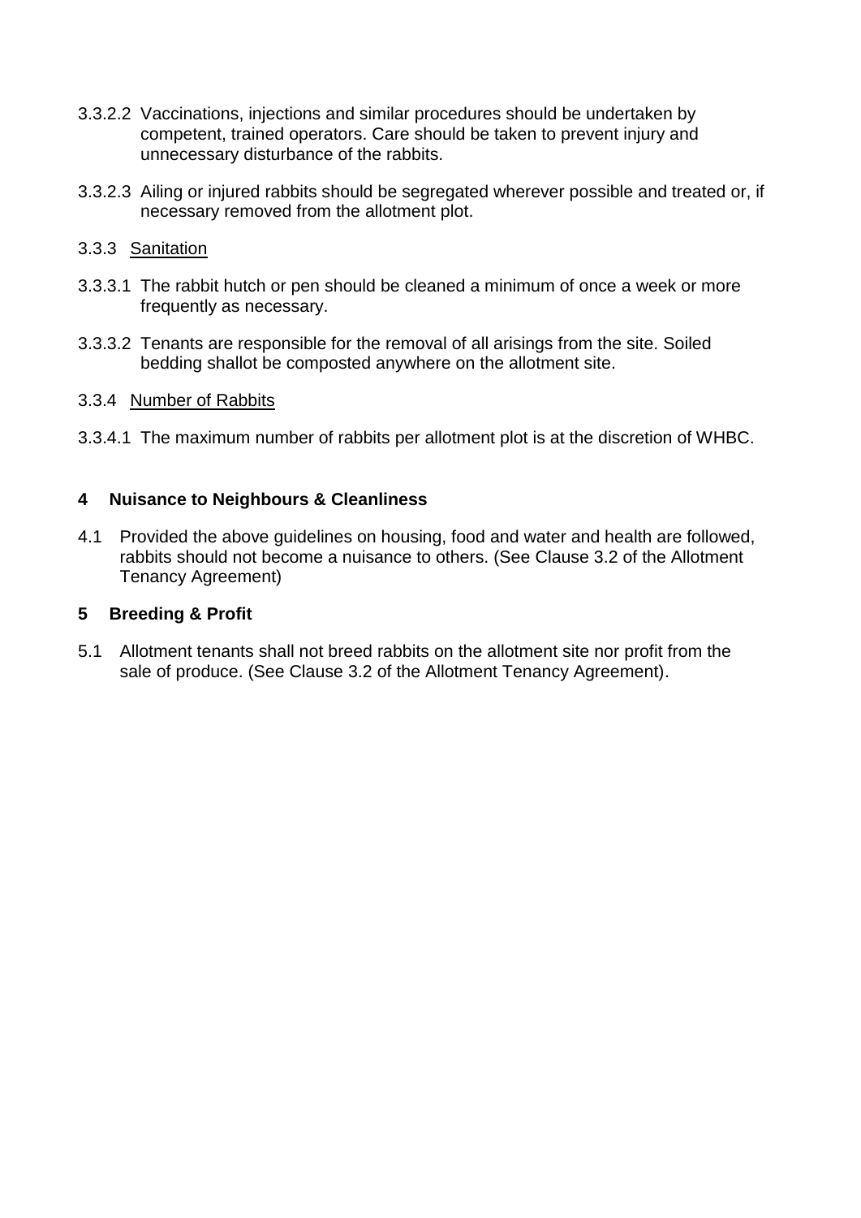3.3.2.2 Vaccinations, injections and similar procedures should be undertaken by competent, trained operators. Care should be taken to prevent injury and unnecessary disturbance of the rabbits.

3.3.2.3 Ailing or injured rabbits should be segregated wherever possible and treated or, if necessary removed from the allotment plot.

3.3.3 Sanitation

3.3.3.1 The rabbit hutch or pen should be cleaned a minimum of once a week or more frequently as necessary.

3.3.3.2 Tenants are responsible for the removal of all arisings from the site. Soiled bedding shallot be composted anywhere on the allotment site.

3.3.4 Number of Rabbits

3.3.4.1 The maximum number of rabbits per allotment plot is at the discretion of WHBC.

## 4 Nuisance to Neighbours & Cleanliness

4.1 Provided the above guidelines on housing, food and water and health are followed, rabbits should not become a nuisance to others. (See Clause 3.2 of the Allotment Tenancy Agreement)

## 5 Breeding & Profit

5.1 Allotment tenants shall not breed rabbits on the allotment site nor profit from the sale of produce. (See Clause 3.2 of the Allotment Tenancy Agreement).